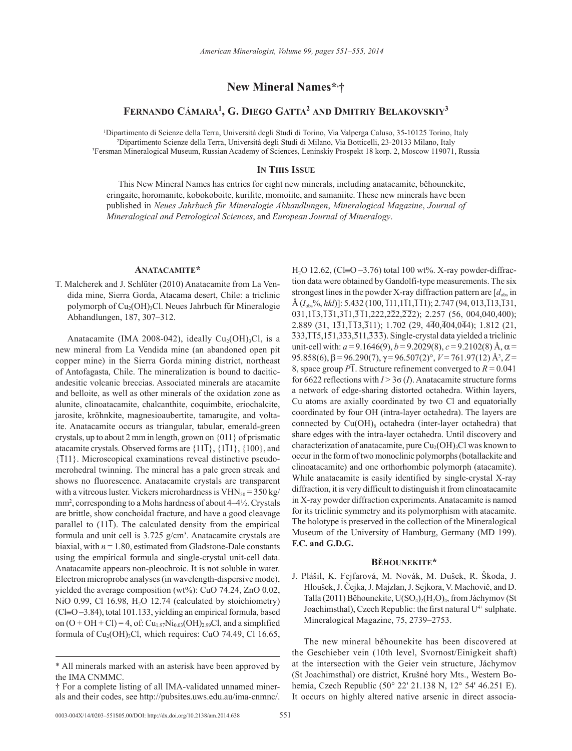# New Mineral Names*,†

**Fernando Cámara[1], G. Diego Gatta[2] and Dmitriy Belakovskiy[3]**

[1]Dipartimento di Scienze della Terra, Università degli Studi di Torino, Via Valperga Caluso, 35-10125 Torino, Italy
[2]Dipartimento Scienze della Terra, Università degli Studi di Milano, Via Botticelli, 23-20133 Milano, Italy
[3]Fersman Mineralogical Museum, Russian Academy of Sciences, Leninskiy Prospekt 18 korp. 2, Moscow 119071, Russia

## In This Issue

This New Mineral Names has entries for eight new minerals, including anatacamite, běhounekite, eringaite, horomanite, kobokoboite, kurilite, momoiite, and samaniite. These new minerals have been published in *Neues Jahrbuch für Mineralogie Abhandlungen*, *Mineralogical Magazine*, *Journal of Mineralogical and Petrological Sciences*, and *European Journal of Mineralogy*.

## Anatacamite*

T. Malcherek and J. Schlüter (2010) Anatacamite from La Vendida mine, Sierra Gorda, Atacama desert, Chile: a triclinic polymorph of $Cu_2(OH)_3Cl$. Neues Jahrbuch für Mineralogie Abhandlungen, 187, 307–312.

Anatacamite (IMA 2008-042), ideally $Cu_2(OH)_3Cl$, is a new mineral from La Vendida mine (an abandoned open pit copper mine) in the Sierra Gorda mining district, northeast of Antofagasta, Chile. The mineralization is bound to dacitic-andesitic volcanic breccias. Associated minerals are atacamite and belloite, as well as other minerals of the oxidation zone as alunite, clinoatacamite, chalcanthite, coquimbite, eriochalcite, jarosite, kröhnkite, magnesioaubertite, tamarugite, and voltaite. Anatacamite occurs as triangular, tabular, emerald-green crystals, up to about 2 mm in length, grown on {011} of prismatic atacamite crystals. Observed forms are $\{11\overline{1}\}$, $\{1\overline{1}1\}$, {100}, and $\{\overline{1}11\}$. Microscopical examinations reveal distinctive pseudo-merohedral twinning. The mineral has a pale green streak and shows no fluorescence. Anatacamite crystals are transparent with a vitreous luster. Vickers microhardness is $VHN_{50}$ = 350 kg/mm$^2$, corresponding to a Mohs hardness of about 4–4½. Crystals are brittle, show conchoidal fracture, and have a good cleavage parallel to $(11\overline{1})$. The calculated density from the empirical formula and unit cell is 3.725 g/cm$^3$. Anatacamite crystals are biaxial, with $n$ = 1.80, estimated from Gladstone-Dale constants using the empirical formula and single-crystal unit-cell data. Anatacamite appears non-pleochroic. It is not soluble in water. Electron microprobe analyses (in wavelength-dispersive mode), yielded the average composition (wt%): CuO 74.24, ZnO 0.02, NiO 0.99, Cl 16.98, $H_2O$ 12.74 (calculated by stoichiometry) (Cl≡O –3.84), total 101.133, yielding an empirical formula, based on (O + OH + Cl) = 4, of: $Cu_{1.97}Ni_{0.03}(OH)_{2.99}Cl$, and a simplified formula of $Cu_2(OH)_3Cl$, which requires: CuO 74.49, Cl 16.65, $H_2O$ 12.62, (Cl≡O –3.76) total 100 wt%. X-ray powder-diffraction data were obtained by Gandolfi-type measurements. The six strongest lines in the powder X-ray diffraction pattern are [$d_{obs}$ in Å ($I_{obs}$%, $hkl$)]: 5.432 (100, $\overline{1}11,1\overline{1}1,11\overline{1}$); 2.747 (94, $01\overline{3},\overline{1}13,\overline{1}31,031,1\overline{1}3,\overline{1}\overline{3}1,3\overline{1}1,\overline{3}11,222,2\overline{2}2,\overline{2}22$); 2.257 (56, 004,040,400); 2.889 (31, $1\overline{3}1,\overline{1}\overline{1}3,\overline{3}11$); 1.702 (29, $4\overline{4}0,\overline{4}04,0\overline{4}4$); 1.812 (21, $\overline{3}33,\overline{1}\overline{1}5,1\overline{5}1,\overline{3}\overline{3}3,\overline{5}11,\overline{3}\overline{3}\overline{3}$). Single-crystal data yielded a triclinic unit-cell with: $a$ = 9.1646(9), $b$ = 9.2029(8), $c$ = 9.2102(8) Å, $\alpha$ = 95.858(6), $\beta$ = 96.290(7), $\gamma$ = 96.507(2)°, $V$ = 761.97(12) Å$^3$, $Z$ = 8, space group $P\overline{1}$. Structure refinement converged to $R$ = 0.041 for 6622 reflections with $I > 3\sigma(I)$. Anatacamite structure forms a network of edge-sharing distorted octahedra. Within layers, Cu atoms are axially coordinated by two Cl and equatorially coordinated by four OH (intra-layer octahedra). The layers are connected by $Cu(OH)_6$ octahedra (inter-layer octahedra) that share edges with the intra-layer octahedra. Until discovery and characterization of anatacamite, pure $Cu_2(OH)_3Cl$ was known to occur in the form of two monoclinic polymorphs (botallackite and clinoatacamite) and one orthorhombic polymorph (atacamite). While anatacamite is easily identified by single-crystal X-ray diffraction, it is very difficult to distinguish it from clinoatacamite in X-ray powder diffraction experiments. Anatacamite is named for its triclinic symmetry and its polymorphism with atacamite. The holotype is preserved in the collection of the Mineralogical Museum of the University of Hamburg, Germany (MD 199). **F.C. and G.D.G.**

## Běhounekite*

J. Plášil, K. Fejfarová, M. Novák, M. Dušek, R. Škoda, J. Hloušek, J. Čejka, J. Majzlan, J. Sejkora, V. Machovič, and D. Talla (2011) Běhounekite, $U(SO_4)_2(H_2O)_4$, from Jáchymov (St Joachimsthal), Czech Republic: the first natural $U^{4+}$ sulphate. Mineralogical Magazine, 75, 2739–2753.

The new mineral běhounekite has been discovered at the Geschieber vein (10th level, Svornost/Einigkeit shaft) at the intersection with the Geier vein structure, Jáchymov (St Joachimsthal) ore district, Krušné hory Mts., Western Bohemia, Czech Republic (50° 22' 21.138 N, 12° 54' 46.251 E). It occurs on highly altered native arsenic in direct associa-

* All minerals marked with an asterisk have been approved by the IMA CNMMC.

† For a complete listing of all IMA-validated unnamed minerals and their codes, see http://pubsites.uws.edu.au/ima-cnmnc/.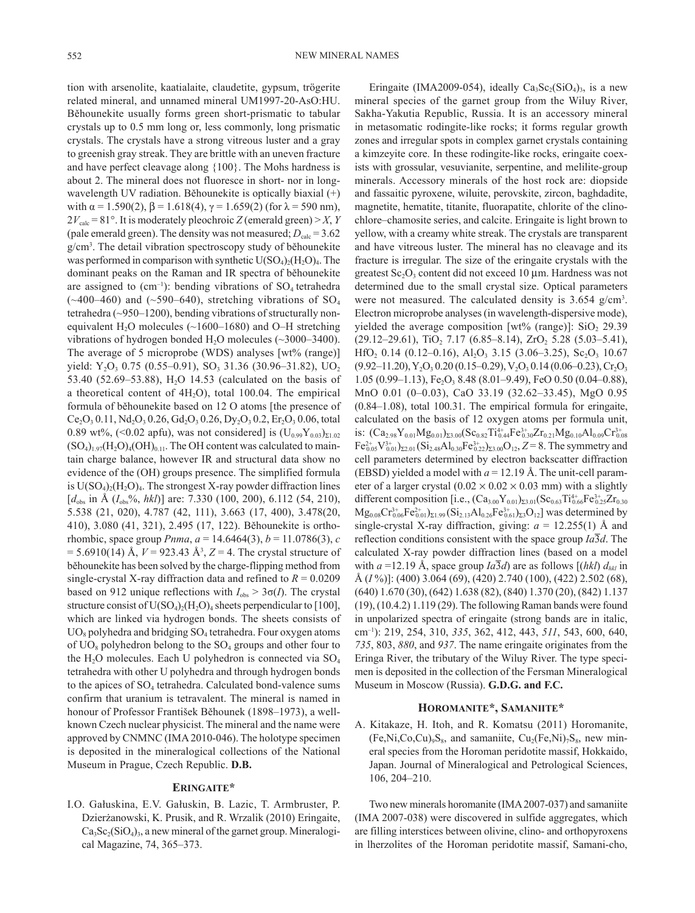tion with arsenolite, kaatialaite, claudetite, gypsum, trögerite related mineral, and unnamed mineral UM1997-20-AsO:HU. Běhounekite usually forms green short-prismatic to tabular crystals up to 0.5 mm long or, less commonly, long prismatic crystals. The crystals have a strong vitreous luster and a gray to greenish gray streak. They are brittle with an uneven fracture and have perfect cleavage along {100}. The Mohs hardness is about 2. The mineral does not fluoresce in short- nor in long-wavelength UV radiation. Běhounekite is optically biaxial (+) with $\alpha = 1.590(2)$, $\beta = 1.618(4)$, $\gamma = 1.659(2)$ (for $\lambda = 590$ nm), $2V_{calc} = 81°$. It is moderately pleochroic $Z$ (emerald green) > $X$, $Y$ (pale emerald green). The density was not measured; $D_{calc} = 3.62$ g/cm$^3$. The detail vibration spectroscopy study of běhounekite was performed in comparison with synthetic $U(SO_4)_2(H_2O)_4$. The dominant peaks on the Raman and IR spectra of běhounekite are assigned to (cm$^{-1}$): bending vibrations of $SO_4$ tetrahedra (~400–460) and (~590–640), stretching vibrations of $SO_4$ tetrahedra (~950–1200), bending vibrations of structurally non-equivalent $H_2O$ molecules (~1600–1680) and O–H stretching vibrations of hydrogen bonded $H_2O$ molecules (~3000–3400). The average of 5 microprobe (WDS) analyses [wt% (range)] yield: $Y_2O_3$ 0.75 (0.55–0.91), $SO_3$ 31.36 (30.96–31.82), $UO_2$ 53.40 (52.69–53.88), $H_2O$ 14.53 (calculated on the basis of a theoretical content of $4H_2O$), total 100.04. The empirical formula of běhounekite based on 12 O atoms [the presence of $Ce_2O_3$ 0.11, $Nd_2O_3$ 0.26, $Gd_2O_3$ 0.26, $Dy_2O_3$ 0.2, $Er_2O_3$ 0.06, total 0.89 wt%, (<0.02 apfu), was not considered] is $(U_{0.99}Y_{0.03})_{\Sigma1.02}(SO_4)_{1.97}(H_2O)_4(OH)_{0.11}$. The OH content was calculated to maintain charge balance, however IR and structural data show no evidence of the (OH) groups presence. The simplified formula is $U(SO_4)_2(H_2O)_4$. The strongest X-ray powder diffraction lines [$d_{obs}$ in Å ($I_{obs}$%, $hkl$)] are: 7.330 (100, 200), 6.112 (54, 210), 5.538 (21, 020), 4.787 (42, 111), 3.663 (17, 400), 3.478(20, 410), 3.080 (41, 321), 2.495 (17, 122). Běhounekite is orthorhombic, space group $Pnma$, $a = 14.6464(3)$, $b = 11.0786(3)$, $c = 5.6910(14)$ Å, $V = 923.43$ Å$^3$, $Z = 4$. The crystal structure of běhounekite has been solved by the charge-flipping method from single-crystal X-ray diffraction data and refined to $R = 0.0209$ based on 912 unique reflections with $I_{obs} > 3\sigma(I)$. The crystal structure consist of $U(SO_4)_2(H_2O)_4$ sheets perpendicular to [100], which are linked via hydrogen bonds. The sheets consists of $UO_8$ polyhedra and bridging $SO_4$ tetrahedra. Four oxygen atoms of $UO_8$ polyhedron belong to the $SO_4$ groups and other four to the $H_2O$ molecules. Each U polyhedron is connected via $SO_4$ tetrahedra with other U polyhedra and through hydrogen bonds to the apices of $SO_4$ tetrahedra. Calculated bond-valence sums confirm that uranium is tetravalent. The mineral is named in honour of Professor František Běhounek (1898–1973), a well-known Czech nuclear physicist. The mineral and the name were approved by CNMNC (IMA 2010-046). The holotype specimen is deposited in the mineralogical collections of the National Museum in Prague, Czech Republic. **D.B.**

## Eringaite*

I.O. Gałuskina, E.V. Gałuskin, B. Lazic, T. Armbruster, P. Dzierżanowski, K. Prusik, and R. Wrzalik (2010) Eringaite, $Ca_3Sc_2(SiO_4)_3$, a new mineral of the garnet group. Mineralogical Magazine, 74, 365–373.

Eringaite (IMA2009-054), ideally $Ca_3Sc_2(SiO_4)_3$, is a new mineral species of the garnet group from the Wiluy River, Sakha-Yakutia Republic, Russia. It is an accessory mineral in metasomatic rodingite-like rocks; it forms regular growth zones and irregular spots in complex garnet crystals containing a kimzeyite core. In these rodingite-like rocks, eringaite coexists with grossular, vesuvianite, serpentine, and melilite-group minerals. Accessory minerals of the host rock are: diopside and fassaitic pyroxene, wiluite, perovskite, zircon, baghdadite, magnetite, hematite, titanite, fluorapatite, chlorite of the clinochlore–chamosite series, and calcite. Eringaite is light brown to yellow, with a creamy white streak. The crystals are transparent and have vitreous luster. The mineral has no cleavage and its fracture is irregular. The size of the eringaite crystals with the greatest $Sc_2O_3$ content did not exceed 10 μm. Hardness was not determined due to the small crystal size. Optical parameters were not measured. The calculated density is 3.654 g/cm$^3$. Electron microprobe analyses (in wavelength-dispersive mode), yielded the average composition [wt% (range)]: $SiO_2$ 29.39 (29.12–29.61), $TiO_2$ 7.17 (6.85–8.14), $ZrO_2$ 5.28 (5.03–5.41), $HfO_2$ 0.14 (0.12–0.16), $Al_2O_3$ 3.15 (3.06–3.25), $Sc_2O_3$ 10.67 (9.92–11.20), $Y_2O_3$ 0.20 (0.15–0.29), $V_2O_3$ 0.14 (0.06–0.23), $Cr_2O_3$ 1.05 (0.99–1.13), $Fe_2O_3$ 8.48 (8.01–9.49), FeO 0.50 (0.04–0.88), MnO 0.01 (0–0.03), CaO 33.19 (32.62–33.45), MgO 0.95 (0.84–1.08), total 100.31. The empirical formula for eringaite, calculated on the basis of 12 oxygen atoms per formula unit, is: $(Ca_{2.98}Y_{0.01}Mg_{0.01})_{\Sigma3.00}(Sc_{0.82}Ti^{4+}_{0.44}Fe^{3+}_{0.30}Zr_{0.21}Mg_{0.10}Al_{0.09}Cr^{3+}_{0.08}Fe^{2+}_{0.05}V^{3+}_{0.01})_{\Sigma2.01}(Si_{2.48}Al_{0.30}Fe^{3+}_{0.22})_{\Sigma3.00}O_{12}$, $Z = 8$. The symmetry and cell parameters determined by electron backscatter diffraction (EBSD) yielded a model with $a = 12.19$ Å. The unit-cell parameter of a larger crystal (0.02 × 0.02 × 0.03 mm) with a slightly different composition [i.e., $(Ca_{3.00}Y_{0.01})_{\Sigma3.01}(Sc_{0.63}Ti^{4+}_{0.66}Fe^{3+}_{0.25}Zr_{0.30}Mg_{0.08}Cr^{3+}_{0.06}Fe^{2+}_{0.01})_{\Sigma1.99}(Si_{2.13}Al_{0.26}Fe^{3+}_{0.61})_{\Sigma3}O_{12}$] was determined by single-crystal X-ray diffraction, giving: $a = 12.255(1)$ Å and reflection conditions consistent with the space group $Ia\overline{3}d$. The calculated X-ray powder diffraction lines (based on a model with $a = 12.19$ Å, space group $Ia\overline{3}d$) are as follows [($hkl$) $d_{hkl}$ in Å ($I$%)]: (400) 3.064 (69), (420) 2.740 (100), (422) 2.502 (68), (640) 1.670 (30), (642) 1.638 (82), (840) 1.370 (20), (842) 1.137 (19), (10.4.2) 1.119 (29). The following Raman bands were found in unpolarized spectra of eringaite (strong bands are in italic, cm$^{-1}$): 219, 254, 310, *335*, 362, 412, 443, *511*, 543, 600, 640, *735*, 803, *880*, and *937*. The name eringaite originates from the Eringa River, the tributary of the Wiluy River. The type specimen is deposited in the collection of the Fersman Mineralogical Museum in Moscow (Russia). **G.D.G. and F.C.**

## Horomanite*, Samaniite*

A. Kitakaze, H. Itoh, and R. Komatsu (2011) Horomanite, $(Fe,Ni,Co,Cu)_9S_8$, and samaniite, $Cu_2(Fe,Ni)_7S_8$, new mineral species from the Horoman peridotite massif, Hokkaido, Japan. Journal of Mineralogical and Petrological Sciences, 106, 204–210.

Two new minerals horomanite (IMA 2007-037) and samaniite (IMA 2007-038) were discovered in sulfide aggregates, which are filling interstices between olivine, clino- and orthopyroxens in lherzolites of the Horoman peridotite massif, Samani-cho,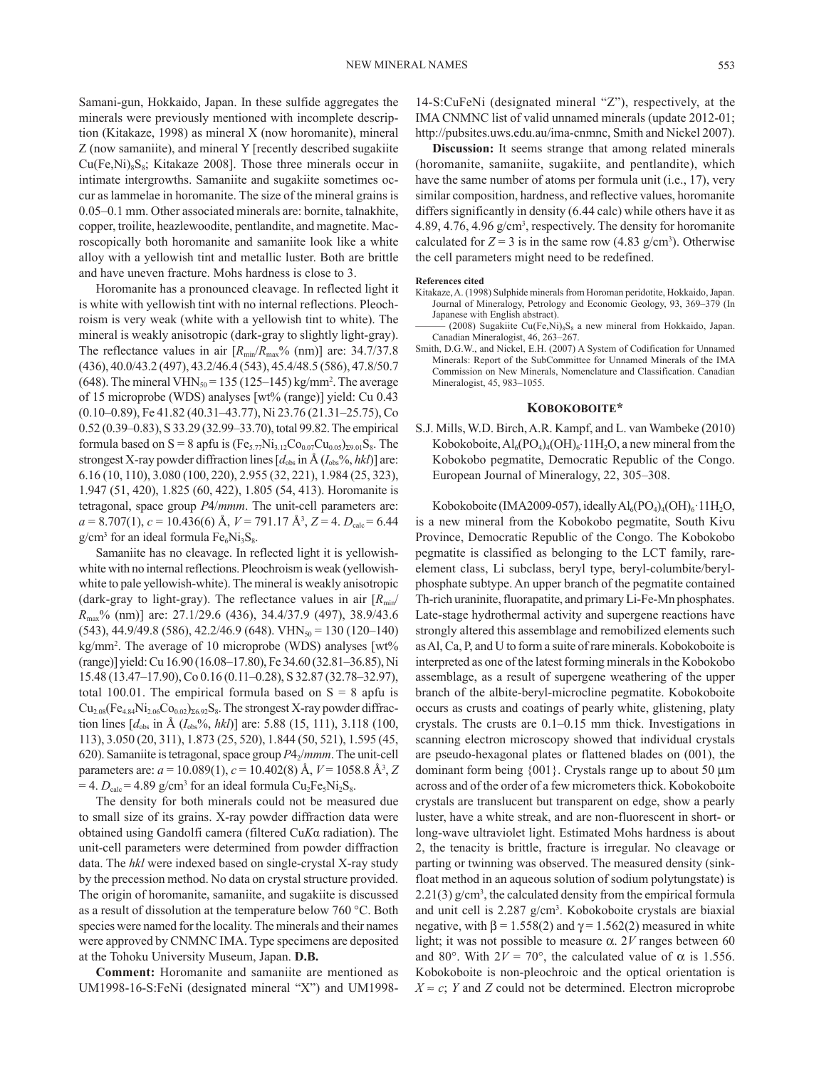Samani-gun, Hokkaido, Japan. In these sulfide aggregates the minerals were previously mentioned with incomplete description (Kitakaze, 1998) as mineral X (now horomanite), mineral Z (now samaniite), and mineral Y [recently described sugakiite $Cu(Fe,Ni)_8S_8$; Kitakaze 2008]. Those three minerals occur in intimate intergrowths. Samaniite and sugakiite sometimes occur as lammelae in horomanite. The size of the mineral grains is 0.05–0.1 mm. Other associated minerals are: bornite, talnakhite, copper, troilite, heazlewoodite, pentlandite, and magnetite. Macroscopically both horomanite and samaniite look like a white alloy with a yellowish tint and metallic luster. Both are brittle and have uneven fracture. Mohs hardness is close to 3.

Horomanite has a pronounced cleavage. In reflected light it is white with yellowish tint with no internal reflections. Pleochroism is very weak (white with a yellowish tint to white). The mineral is weakly anisotropic (dark-gray to slightly light-gray). The reflectance values in air [$R_{min}$/$R_{max}$% (nm)] are: 34.7/37.8 (436), 40.0/43.2 (497), 43.2/46.4 (543), 45.4/48.5 (586), 47.8/50.7 (648). The mineral $VHN_{50}$ = 135 (125–145) kg/mm$^2$. The average of 15 microprobe (WDS) analyses [wt% (range)] yield: Cu 0.43 (0.10–0.89), Fe 41.82 (40.31–43.77), Ni 23.76 (21.31–25.75), Co 0.52 (0.39–0.83), S 33.29 (32.99–33.70), total 99.82. The empirical formula based on S = 8 apfu is $(Fe_{5.77}Ni_{3.12}Co_{0.07}Cu_{0.05})_{\Sigma 9.01}S_8$. The strongest X-ray powder diffraction lines [$d_{obs}$ in Å ($I_{obs}$%, *hkl*)] are: 6.16 (10, 110), 3.080 (100, 220), 2.955 (32, 221), 1.984 (25, 323), 1.947 (51, 420), 1.825 (60, 422), 1.805 (54, 413). Horomanite is tetragonal, space group *P*4/*mmm*. The unit-cell parameters are: $a$ = 8.707(1), $c$ = 10.436(6) Å, $V$ = 791.17 Å$^3$, $Z$ = 4. $D_{calc}$ = 6.44 g/cm$^3$ for an ideal formula $Fe_6Ni_3S_8$.

Samaniite has no cleavage. In reflected light it is yellowish-white with no internal reflections. Pleochroism is weak (yellowish-white to pale yellowish-white). The mineral is weakly anisotropic (dark-gray to light-gray). The reflectance values in air [$R_{min}$/$R_{max}$% (nm)] are: 27.1/29.6 (436), 34.4/37.9 (497), 38.9/43.6 (543), 44.9/49.8 (586), 42.2/46.9 (648). $VHN_{50}$ = 130 (120–140) kg/mm$^2$. The average of 10 microprobe (WDS) analyses [wt% (range)] yield: Cu 16.90 (16.08–17.80), Fe 34.60 (32.81–36.85), Ni 15.48 (13.47–17.90), Co 0.16 (0.11–0.28), S 32.87 (32.78–32.97), total 100.01. The empirical formula based on S = 8 apfu is $Cu_{2.08}(Fe_{4.84}Ni_{2.06}Co_{0.02})_{\Sigma 6.92}S_8$. The strongest X-ray powder diffraction lines [$d_{obs}$ in Å ($I_{obs}$%, *hkl*)] are: 5.88 (15, 111), 3.118 (100, 113), 3.050 (20, 311), 1.873 (25, 520), 1.844 (50, 521), 1.595 (45, 620). Samaniite is tetragonal, space group $P4_2/mmm$. The unit-cell parameters are: $a$ = 10.089(1), $c$ = 10.402(8) Å, $V$ = 1058.8 Å$^3$, $Z$ = 4. $D_{calc}$ = 4.89 g/cm$^3$ for an ideal formula $Cu_2Fe_5Ni_2S_8$.

The density for both minerals could not be measured due to small size of its grains. X-ray powder diffraction data were obtained using Gandolfi camera (filtered Cu$K\alpha$ radiation). The unit-cell parameters were determined from powder diffraction data. The *hkl* were indexed based on single-crystal X-ray study by the precession method. No data on crystal structure provided. The origin of horomanite, samaniite, and sugakiite is discussed as a result of dissolution at the temperature below 760 °C. Both species were named for the locality. The minerals and their names were approved by CNMNC IMA. Type specimens are deposited at the Tohoku University Museum, Japan. **D.B.**

**Comment:** Horomanite and samaniite are mentioned as UM1998-16-S:FeNi (designated mineral "X") and UM1998-14-S:CuFeNi (designated mineral "Z"), respectively, at the IMA CNMNC list of valid unnamed minerals (update 2012-01; http://pubsites.uws.edu.au/ima-cnmnc, Smith and Nickel 2007).

**Discussion:** It seems strange that among related minerals (horomanite, samaniite, sugakiite, and pentlandite), which have the same number of atoms per formula unit (i.e., 17), very similar composition, hardness, and reflective values, horomanite differs significantly in density (6.44 calc) while others have it as 4.89, 4.76, 4.96 g/cm$^3$, respectively. The density for horomanite calculated for $Z$ = 3 is in the same row (4.83 g/cm$^3$). Otherwise the cell parameters might need to be redefined.

**References cited**

Kitakaze, A. (1998) Sulphide minerals from Horoman peridotite, Hokkaido, Japan. Journal of Mineralogy, Petrology and Economic Geology, 93, 369–379 (In Japanese with English abstract).

——— (2008) Sugakiite $Cu(Fe,Ni)_8S_8$ a new mineral from Hokkaido, Japan. Canadian Mineralogist, 46, 263–267.

Smith, D.G.W., and Nickel, E.H. (2007) A System of Codification for Unnamed Minerals: Report of the SubCommittee for Unnamed Minerals of the IMA Commission on New Minerals, Nomenclature and Classification. Canadian Mineralogist, 45, 983–1055.

## KOBOKOBOITE*

S.J. Mills, W.D. Birch, A.R. Kampf, and L. van Wambeke (2010) Kobokoboite, $Al_6(PO_4)_4(OH)_6 \cdot 11H_2O$, a new mineral from the Kobokobo pegmatite, Democratic Republic of the Congo. European Journal of Mineralogy, 22, 305–308.

Kobokoboite (IMA2009-057), ideally $Al_6(PO_4)_4(OH)_6 \cdot 11H_2O$, is a new mineral from the Kobokobo pegmatite, South Kivu Province, Democratic Republic of the Congo. The Kobokobo pegmatite is classified as belonging to the LCT family, rare-element class, Li subclass, beryl type, beryl-columbite/beryl-phosphate subtype. An upper branch of the pegmatite contained Th-rich uraninite, fluorapatite, and primary Li-Fe-Mn phosphates. Late-stage hydrothermal activity and supergene reactions have strongly altered this assemblage and remobilized elements such as Al, Ca, P, and U to form a suite of rare minerals. Kobokoboite is interpreted as one of the latest forming minerals in the Kobokobo assemblage, as a result of supergene weathering of the upper branch of the albite-beryl-microcline pegmatite. Kobokoboite occurs as crusts and coatings of pearly white, glistening, platy crystals. The crusts are 0.1–0.15 mm thick. Investigations in scanning electron microscopy showed that individual crystals are pseudo-hexagonal plates or flattened blades on (001), the dominant form being {001}. Crystals range up to about 50 μm across and of the order of a few micrometers thick. Kobokoboite crystals are translucent but transparent on edge, show a pearly luster, have a white streak, and are non-fluorescent in short- or long-wave ultraviolet light. Estimated Mohs hardness is about 2, the tenacity is brittle, fracture is irregular. No cleavage or parting or twinning was observed. The measured density (sink-float method in an aqueous solution of sodium polytungstate) is 2.21(3) g/cm$^3$, the calculated density from the empirical formula and unit cell is 2.287 g/cm$^3$. Kobokoboite crystals are biaxial negative, with $\beta$ = 1.558(2) and $\gamma$ = 1.562(2) measured in white light; it was not possible to measure $\alpha$. $2V$ ranges between 60 and 80°. With $2V$ = 70°, the calculated value of $\alpha$ is 1.556. Kobokoboite is non-pleochroic and the optical orientation is $X \approx c$; $Y$ and $Z$ could not be determined. Electron microprobe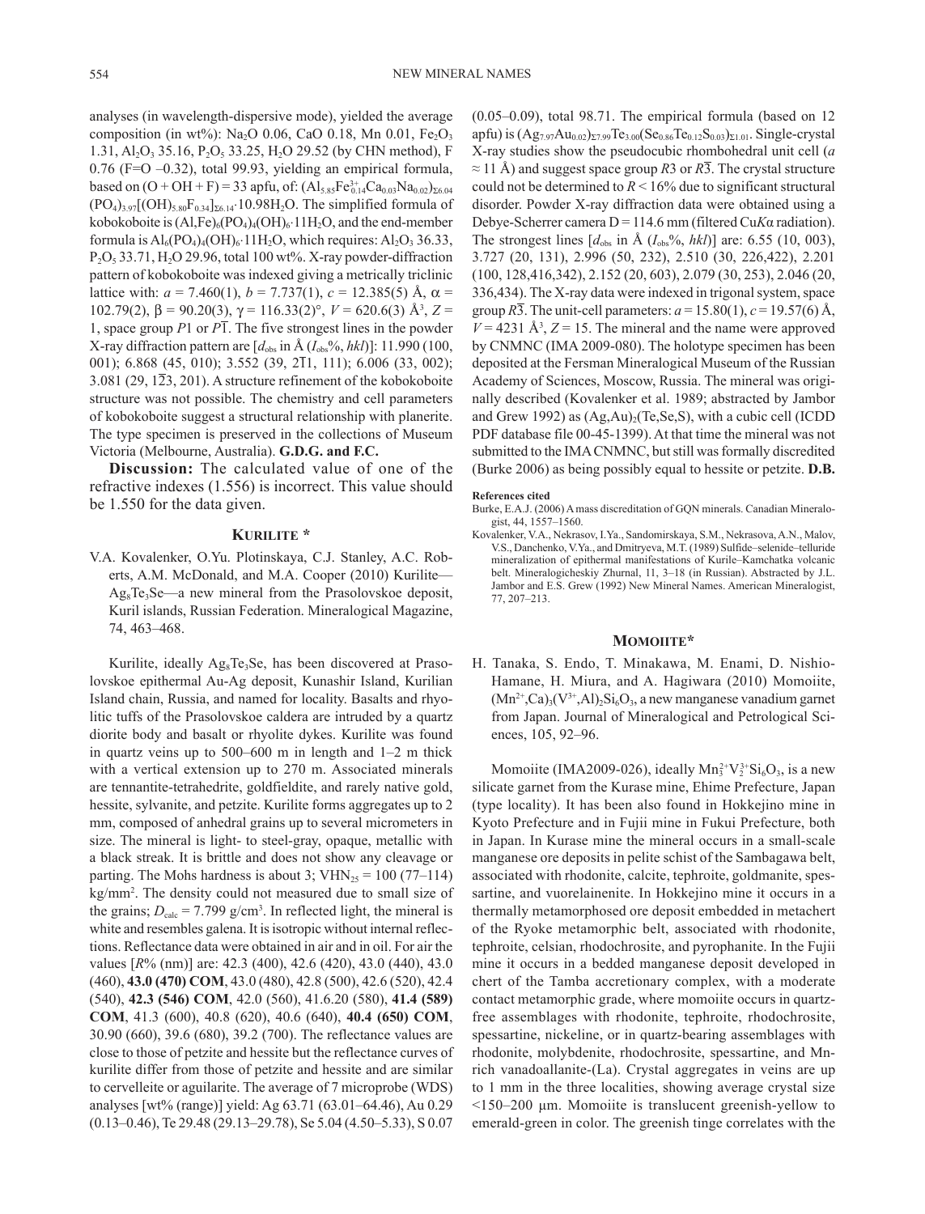analyses (in wavelength-dispersive mode), yielded the average composition (in wt%): $Na_2O$ 0.06, CaO 0.18, Mn 0.01, $Fe_2O_3$ 1.31, $Al_2O_3$ 35.16, $P_2O_5$ 33.25, $H_2O$ 29.52 (by CHN method), F 0.76 (F=O –0.32), total 99.93, yielding an empirical formula, based on (O + OH + F) = 33 apfu, of: $(Al_{5.85}Fe^{3+}_{0.14}Ca_{0.03}Na_{0.02})_{\Sigma 6.04}(PO_4)_{3.97}[(OH)_{5.80}F_{0.34}]_{\Sigma 6.14}{\cdot}10.98H_2O$. The simplified formula of kobokoboite is $(Al,Fe)_6(PO_4)_4(OH)_6{\cdot}11H_2O$, and the end-member formula is $Al_6(PO_4)_4(OH)_6{\cdot}11H_2O$, which requires: $Al_2O_3$ 36.33, $P_2O_5$ 33.71, $H_2O$ 29.96, total 100 wt%. X-ray powder-diffraction pattern of kobokoboite was indexed giving a metrically triclinic lattice with: $a$ = 7.460(1), $b$ = 7.737(1), $c$ = 12.385(5) Å, $\alpha$ = 102.79(2), $\beta$ = 90.20(3), $\gamma$ = 116.33(2)°, $V$ = 620.6(3) Å$^3$, $Z$ = 1, space group $P1$ or $P\bar{1}$. The five strongest lines in the powder X-ray diffraction pattern are [$d_{obs}$ in Å ($I_{obs}$%, $hkl$)]: 11.990 (100, 001); 6.868 (45, 010); 3.552 (39, $2\bar{1}1$, 111); 6.006 (33, 002); 3.081 (29, $1\bar{2}3$, 201). A structure refinement of the kobokoboite structure was not possible. The chemistry and cell parameters of kobokoboite suggest a structural relationship with planerite. The type specimen is preserved in the collections of Museum Victoria (Melbourne, Australia). **G.D.G. and F.C.**

**Discussion:** The calculated value of one of the refractive indexes (1.556) is incorrect. This value should be 1.550 for the data given.

## KURILITE *

V.A. Kovalenker, O.Yu. Plotinskaya, C.J. Stanley, A.C. Roberts, A.M. McDonald, and M.A. Cooper (2010) Kurilite—$Ag_8Te_3Se$—a new mineral from the Prasolovskoe deposit, Kuril islands, Russian Federation. Mineralogical Magazine, 74, 463–468.

Kurilite, ideally $Ag_8Te_3Se$, has been discovered at Prasolovskoe epithermal Au-Ag deposit, Kunashir Island, Kurilian Island chain, Russia, and named for locality. Basalts and rhyolitic tuffs of the Prasolovskoe caldera are intruded by a quartz diorite body and basalt or rhyolite dykes. Kurilite was found in quartz veins up to 500–600 m in length and 1–2 m thick with a vertical extension up to 270 m. Associated minerals are tennantite-tetrahedrite, goldfieldite, and rarely native gold, hessite, sylvanite, and petzite. Kurilite forms aggregates up to 2 mm, composed of anhedral grains up to several micrometers in size. The mineral is light- to steel-gray, opaque, metallic with a black streak. It is brittle and does not show any cleavage or parting. The Mohs hardness is about 3; $VHN_{25}$ = 100 (77–114) kg/mm$^2$. The density could not measured due to small size of the grains; $D_{calc}$ = 7.799 g/cm$^3$. In reflected light, the mineral is white and resembles galena. It is isotropic without internal reflections. Reflectance data were obtained in air and in oil. For air the values [$R$% (nm)] are: 42.3 (400), 42.6 (420), 43.0 (440), 43.0 (460), **43.0 (470) COM**, 43.0 (480), 42.8 (500), 42.6 (520), 42.4 (540), **42.3 (546) COM**, 42.0 (560), 41.6.20 (580), **41.4 (589) COM**, 41.3 (600), 40.8 (620), 40.6 (640), **40.4 (650) COM**, 30.90 (660), 39.6 (680), 39.2 (700). The reflectance values are close to those of petzite and hessite but the reflectance curves of kurilite differ from those of petzite and hessite and are similar to cervelleite or aguilarite. The average of 7 microprobe (WDS) analyses [wt% (range)] yield: Ag 63.71 (63.01–64.46), Au 0.29 (0.13–0.46), Te 29.48 (29.13–29.78), Se 5.04 (4.50–5.33), S 0.07 (0.05–0.09), total 98.71. The empirical formula (based on 12 apfu) is $(Ag_{7.97}Au_{0.02})_{\Sigma 7.99}Te_{3.00}(Se_{0.86}Te_{0.12}S_{0.03})_{\Sigma 1.01}$. Single-crystal X-ray studies show the pseudocubic rhombohedral unit cell ($a$ ≈ 11 Å) and suggest space group $R3$ or $R\bar{3}$. The crystal structure could not be determined to $R$ < 16% due to significant structural disorder. Powder X-ray diffraction data were obtained using a Debye-Scherrer camera D = 114.6 mm (filtered Cu$K\alpha$ radiation). The strongest lines [$d_{obs}$ in Å ($I_{obs}$%, $hkl$)] are: 6.55 (10, 003), 3.727 (20, 131), 2.996 (50, 232), 2.510 (30, 226,422), 2.201 (100, 128,416,342), 2.152 (20, 603), 2.079 (30, 253), 2.046 (20, 336,434). The X-ray data were indexed in trigonal system, space group $R\bar{3}$. The unit-cell parameters: $a$ = 15.80(1), $c$ = 19.57(6) Å, $V$ = 4231 Å$^3$, $Z$ = 15. The mineral and the name were approved by CNMNC (IMA 2009-080). The holotype specimen has been deposited at the Fersman Mineralogical Museum of the Russian Academy of Sciences, Moscow, Russia. The mineral was originally described (Kovalenker et al. 1989; abstracted by Jambor and Grew 1992) as $(Ag,Au)_2(Te,Se,S)$, with a cubic cell (ICDD PDF database file 00-45-1399). At that time the mineral was not submitted to the IMA CNMNC, but still was formally discredited (Burke 2006) as being possibly equal to hessite or petzite. **D.B.**

#### References cited

Burke, E.A.J. (2006) A mass discreditation of GQN minerals. Canadian Mineralogist, 44, 1557–1560.

Kovalenker, V.A., Nekrasov, I.Ya., Sandomirskaya, S.M., Nekrasova, A.N., Malov, V.S., Danchenko, V.Ya., and Dmitryeva, M.T. (1989) Sulfide–selenide–telluride mineralization of epithermal manifestations of Kurile–Kamchatka volcanic belt. Mineralogicheskiy Zhurnal, 11, 3–18 (in Russian). Abstracted by J.L. Jambor and E.S. Grew (1992) New Mineral Names. American Mineralogist, 77, 207–213.

## MOMOIITE*

H. Tanaka, S. Endo, T. Minakawa, M. Enami, D. Nishio-Hamane, H. Miura, and A. Hagiwara (2010) Momoiite, $(Mn^{2+},Ca)_3(V^{3+},Al)_2Si_6O_3$, a new manganese vanadium garnet from Japan. Journal of Mineralogical and Petrological Sciences, 105, 92–96.

Momoiite (IMA2009-026), ideally $Mn^{2+}_3V^{3+}_2Si_6O_3$, is a new silicate garnet from the Kurase mine, Ehime Prefecture, Japan (type locality). It has been also found in Hokkejino mine in Kyoto Prefecture and in Fujii mine in Fukui Prefecture, both in Japan. In Kurase mine the mineral occurs in a small-scale manganese ore deposits in pelite schist of the Sambagawa belt, associated with rhodonite, calcite, tephroite, goldmanite, spessartine, and vuorelainenite. In Hokkejino mine it occurs in a thermally metamorphosed ore deposit embedded in metachert of the Ryoke metamorphic belt, associated with rhodonite, tephroite, celsian, rhodochrosite, and pyrophanite. In the Fujii mine it occurs in a bedded manganese deposit developed in chert of the Tamba accretionary complex, with a moderate contact metamorphic grade, where momoiite occurs in quartz-free assemblages with rhodonite, tephroite, rhodochrosite, spessartine, nickeline, or in quartz-bearing assemblages with rhodonite, molybdenite, rhodochrosite, spessartine, and Mn-rich vanadoallanite-(La). Crystal aggregates in veins are up to 1 mm in the three localities, showing average crystal size <150–200 μm. Momoiite is translucent greenish-yellow to emerald-green in color. The greenish tinge correlates with the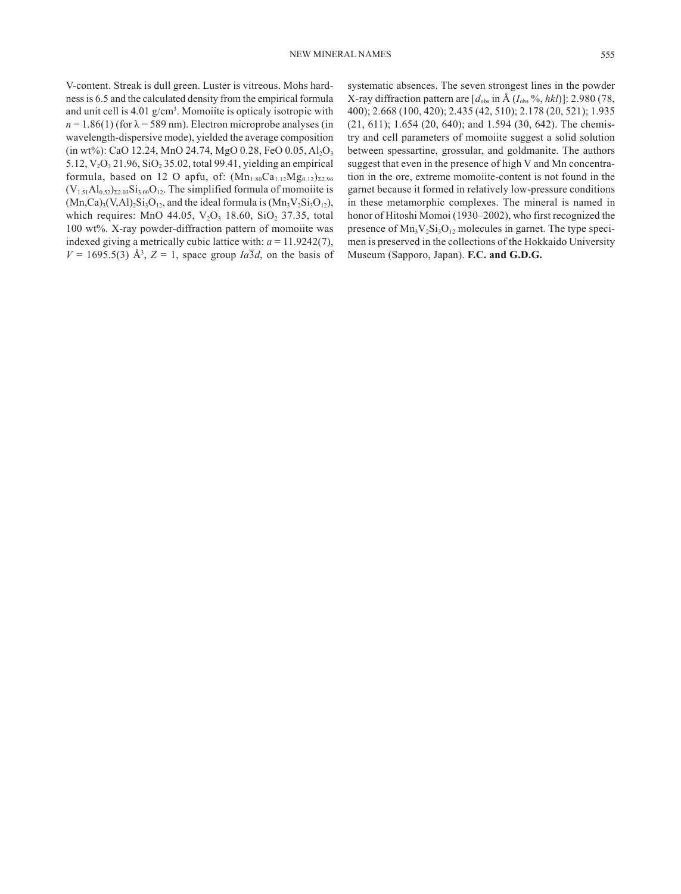V-content. Streak is dull green. Luster is vitreous. Mohs hardness is 6.5 and the calculated density from the empirical formula and unit cell is 4.01 g/cm$^3$. Momoiite is opticaly isotropic with $n$ = 1.86(1) (for λ = 589 nm). Electron microprobe analyses (in wavelength-dispersive mode), yielded the average composition (in wt%): CaO 12.24, MnO 24.74, MgO 0.28, FeO 0.05, $Al_2O_3$ 5.12, $V_2O_3$ 21.96, $SiO_2$ 35.02, total 99.41, yielding an empirical formula, based on 12 O apfu, of: $(Mn_{1.80}Ca_{1.12}Mg_{0.12})_{\Sigma 2.96}$ $(V_{1.51}Al_{0.52})_{\Sigma 2.03}Si_{3.00}O_{12}$. The simplified formula of momoiite is $(Mn,Ca)_3(V,Al)_2Si_3O_{12}$, and the ideal formula is $(Mn_3V_2Si_3O_{12})$, which requires: MnO 44.05, $V_2O_3$ 18.60, $SiO_2$ 37.35, total 100 wt%. X-ray powder-diffraction pattern of momoiite was indexed giving a metrically cubic lattice with: $a$ = 11.9242(7), $V$ = 1695.5(3) Å$^3$, $Z$ = 1, space group $Ia\overline{3}d$, on the basis of systematic absences. The seven strongest lines in the powder X-ray diffraction pattern are [$d_{obs}$ in Å ($I_{obs}$ %, $hkl$)]: 2.980 (78, 400); 2.668 (100, 420); 2.435 (42, 510); 2.178 (20, 521); 1.935 (21, 611); 1.654 (20, 640); and 1.594 (30, 642). The chemistry and cell parameters of momoiite suggest a solid solution between spessartine, grossular, and goldmanite. The authors suggest that even in the presence of high V and Mn concentration in the ore, extreme momoiite-content is not found in the garnet because it formed in relatively low-pressure conditions in these metamorphic complexes. The mineral is named in honor of Hitoshi Momoi (1930–2002), who first recognized the presence of $Mn_3V_2Si_3O_{12}$ molecules in garnet. The type specimen is preserved in the collections of the Hokkaido University Museum (Sapporo, Japan). **F.C. and G.D.G.**